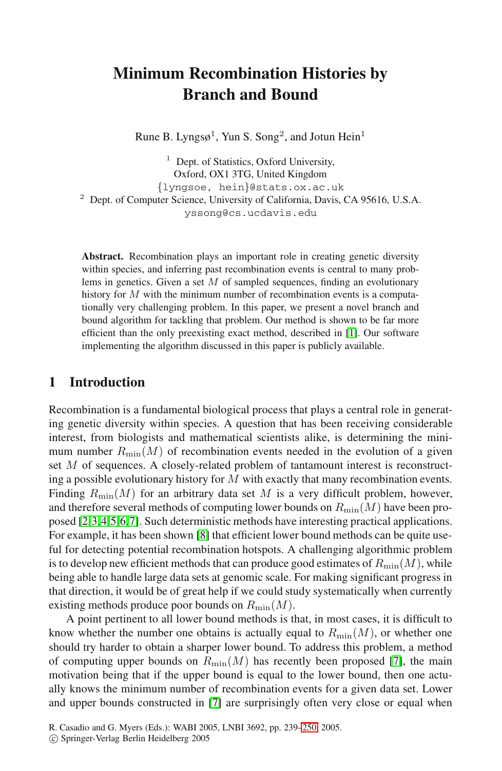# Minimum Recombination Histories by Branch and Bound

Rune B. Lyngsø[1], Yun S. Song[2], and Jotun Hein[1]

[1] Dept. of Statistics, Oxford University, Oxford, OX1 3TG, United Kingdom
{lyngsoe, hein}@stats.ox.ac.uk

[2] Dept. of Computer Science, University of California, Davis, CA 95616, U.S.A.
yssong@cs.ucdavis.edu

**Abstract.** Recombination plays an important role in creating genetic diversity within species, and inferring past recombination events is central to many problems in genetics. Given a set $M$ of sampled sequences, finding an evolutionary history for $M$ with the minimum number of recombination events is a computationally very challenging problem. In this paper, we present a novel branch and bound algorithm for tackling that problem. Our method is shown to be far more efficient than the only preexisting exact method, described in [1]. Our software implementing the algorithm discussed in this paper is publicly available.

## 1 Introduction

Recombination is a fundamental biological process that plays a central role in generating genetic diversity within species. A question that has been receiving considerable interest, from biologists and mathematical scientists alike, is determining the minimum number $R_{\min}(M)$ of recombination events needed in the evolution of a given set $M$ of sequences. A closely-related problem of tantamount interest is reconstructing a possible evolutionary history for $M$ with exactly that many recombination events. Finding $R_{\min}(M)$ for an arbitrary data set $M$ is a very difficult problem, however, and therefore several methods of computing lower bounds on $R_{\min}(M)$ have been proposed [2,3,4,5,6,7]. Such deterministic methods have interesting practical applications. For example, it has been shown [8] that efficient lower bound methods can be quite useful for detecting potential recombination hotspots. A challenging algorithmic problem is to develop new efficient methods that can produce good estimates of $R_{\min}(M)$, while being able to handle large data sets at genomic scale. For making significant progress in that direction, it would be of great help if we could study systematically when currently existing methods produce poor bounds on $R_{\min}(M)$.

A point pertinent to all lower bound methods is that, in most cases, it is difficult to know whether the number one obtains is actually equal to $R_{\min}(M)$, or whether one should try harder to obtain a sharper lower bound. To address this problem, a method of computing upper bounds on $R_{\min}(M)$ has recently been proposed [7], the main motivation being that if the upper bound is equal to the lower bound, then one actually knows the minimum number of recombination events for a given data set. Lower and upper bounds constructed in [7] are surprisingly often very close or equal when

R. Casadio and G. Myers (Eds.): WABI 2005, LNBI 3692, pp. 239–250, 2005.
© Springer-Verlag Berlin Heidelberg 2005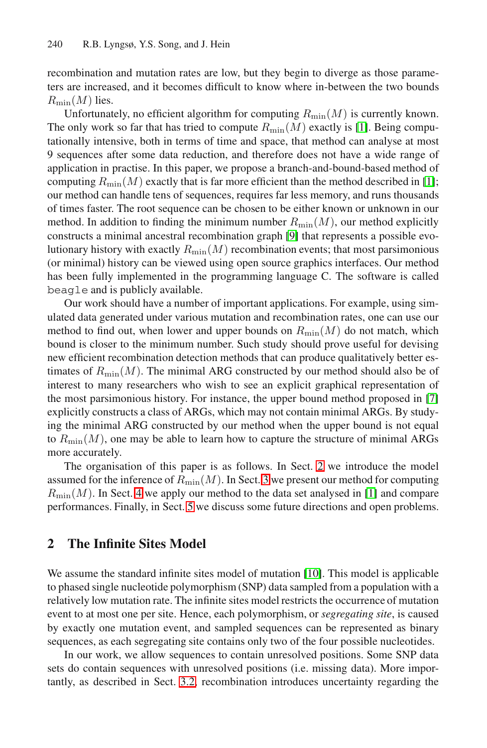recombination and mutation rates are low, but they begin to diverge as those parameters are increased, and it becomes difficult to know where in-between the two bounds $R_{\min}(M)$ lies.

Unfortunately, no efficient algorithm for computing $R_{\min}(M)$ is currently known. The only work so far that has tried to compute $R_{\min}(M)$ exactly is [1]. Being computationally intensive, both in terms of time and space, that method can analyse at most 9 sequences after some data reduction, and therefore does not have a wide range of application in practise. In this paper, we propose a branch-and-bound-based method of computing $R_{\min}(M)$ exactly that is far more efficient than the method described in [1]; our method can handle tens of sequences, requires far less memory, and runs thousands of times faster. The root sequence can be chosen to be either known or unknown in our method. In addition to finding the minimum number $R_{\min}(M)$, our method explicitly constructs a minimal ancestral recombination graph [9] that represents a possible evolutionary history with exactly $R_{\min}(M)$ recombination events; that most parsimonious (or minimal) history can be viewed using open source graphics interfaces. Our method has been fully implemented in the programming language C. The software is called `beagle` and is publicly available.

Our work should have a number of important applications. For example, using simulated data generated under various mutation and recombination rates, one can use our method to find out, when lower and upper bounds on $R_{\min}(M)$ do not match, which bound is closer to the minimum number. Such study should prove useful for devising new efficient recombination detection methods that can produce qualitatively better estimates of $R_{\min}(M)$. The minimal ARG constructed by our method should also be of interest to many researchers who wish to see an explicit graphical representation of the most parsimonious history. For instance, the upper bound method proposed in [7] explicitly constructs a class of ARGs, which may not contain minimal ARGs. By studying the minimal ARG constructed by our method when the upper bound is not equal to $R_{\min}(M)$, one may be able to learn how to capture the structure of minimal ARGs more accurately.

The organisation of this paper is as follows. In Sect. 2 we introduce the model assumed for the inference of $R_{\min}(M)$. In Sect. 3 we present our method for computing $R_{\min}(M)$. In Sect. 4 we apply our method to the data set analysed in [1] and compare performances. Finally, in Sect. 5 we discuss some future directions and open problems.

## 2 The Infinite Sites Model

We assume the standard infinite sites model of mutation [10]. This model is applicable to phased single nucleotide polymorphism (SNP) data sampled from a population with a relatively low mutation rate. The infinite sites model restricts the occurrence of mutation event to at most one per site. Hence, each polymorphism, or *segregating site*, is caused by exactly one mutation event, and sampled sequences can be represented as binary sequences, as each segregating site contains only two of the four possible nucleotides.

In our work, we allow sequences to contain unresolved positions. Some SNP data sets do contain sequences with unresolved positions (i.e. missing data). More importantly, as described in Sect. 3.2, recombination introduces uncertainty regarding the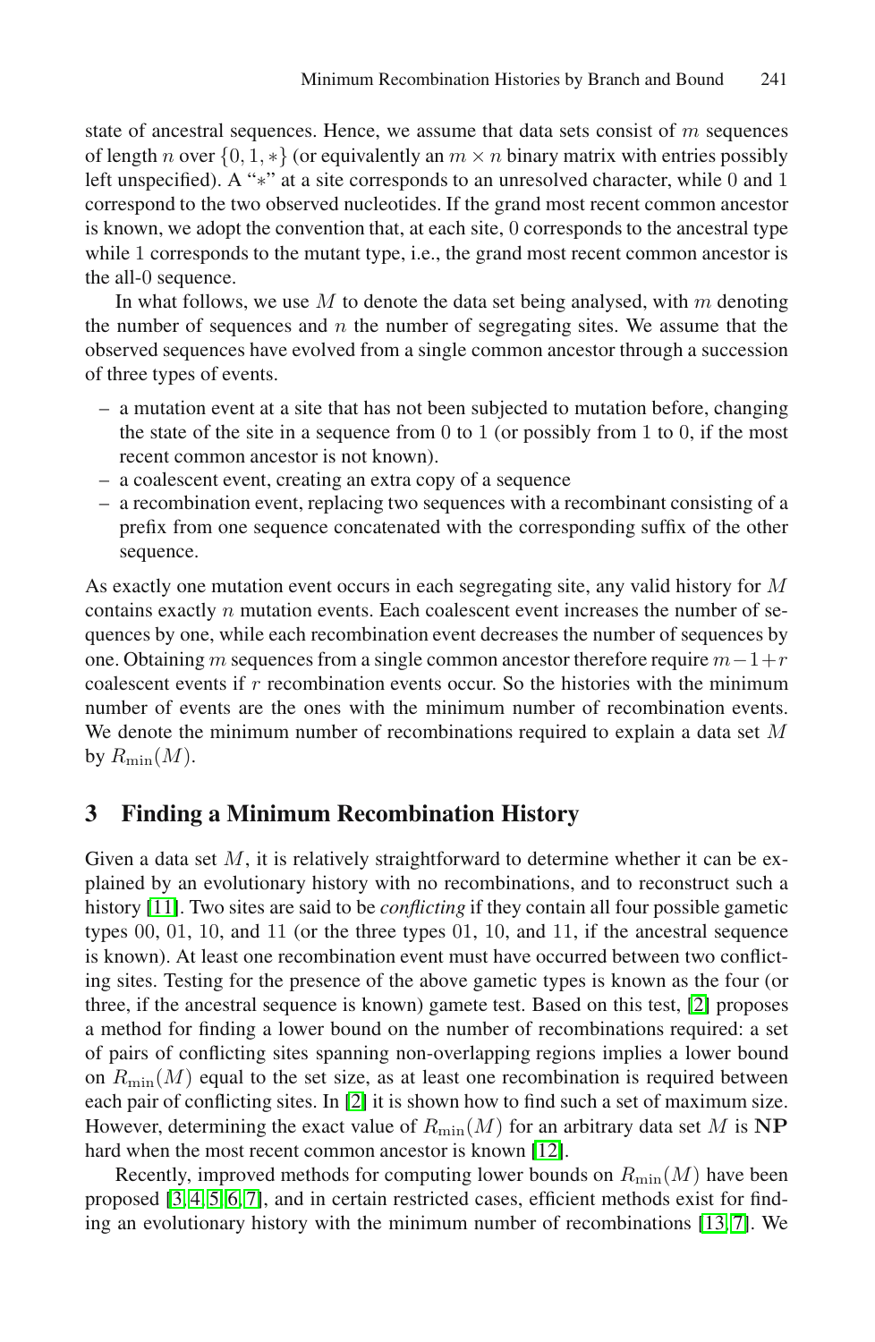state of ancestral sequences. Hence, we assume that data sets consist of $m$ sequences of length $n$ over $\{0, 1, *\}$ (or equivalently an $m \times n$ binary matrix with entries possibly left unspecified). A "$*$" at a site corresponds to an unresolved character, while 0 and 1 correspond to the two observed nucleotides. If the grand most recent common ancestor is known, we adopt the convention that, at each site, 0 corresponds to the ancestral type while 1 corresponds to the mutant type, i.e., the grand most recent common ancestor is the all-0 sequence.

In what follows, we use $M$ to denote the data set being analysed, with $m$ denoting the number of sequences and $n$ the number of segregating sites. We assume that the observed sequences have evolved from a single common ancestor through a succession of three types of events.

- a mutation event at a site that has not been subjected to mutation before, changing the state of the site in a sequence from 0 to 1 (or possibly from 1 to 0, if the most recent common ancestor is not known).
- a coalescent event, creating an extra copy of a sequence
- a recombination event, replacing two sequences with a recombinant consisting of a prefix from one sequence concatenated with the corresponding suffix of the other sequence.

As exactly one mutation event occurs in each segregating site, any valid history for $M$ contains exactly $n$ mutation events. Each coalescent event increases the number of sequences by one, while each recombination event decreases the number of sequences by one. Obtaining $m$ sequences from a single common ancestor therefore require $m-1+r$ coalescent events if $r$ recombination events occur. So the histories with the minimum number of events are the ones with the minimum number of recombination events. We denote the minimum number of recombinations required to explain a data set $M$ by $R_{\min}(M)$.

## 3 Finding a Minimum Recombination History

Given a data set $M$, it is relatively straightforward to determine whether it can be explained by an evolutionary history with no recombinations, and to reconstruct such a history [11]. Two sites are said to be *conflicting* if they contain all four possible gametic types 00, 01, 10, and 11 (or the three types 01, 10, and 11, if the ancestral sequence is known). At least one recombination event must have occurred between two conflicting sites. Testing for the presence of the above gametic types is known as the four (or three, if the ancestral sequence is known) gamete test. Based on this test, [2] proposes a method for finding a lower bound on the number of recombinations required: a set of pairs of conflicting sites spanning non-overlapping regions implies a lower bound on $R_{\min}(M)$ equal to the set size, as at least one recombination is required between each pair of conflicting sites. In [2] it is shown how to find such a set of maximum size. However, determining the exact value of $R_{\min}(M)$ for an arbitrary data set $M$ is **NP** hard when the most recent common ancestor is known [12].

Recently, improved methods for computing lower bounds on $R_{\min}(M)$ have been proposed [3,4,5,6,7], and in certain restricted cases, efficient methods exist for finding an evolutionary history with the minimum number of recombinations [13,7]. We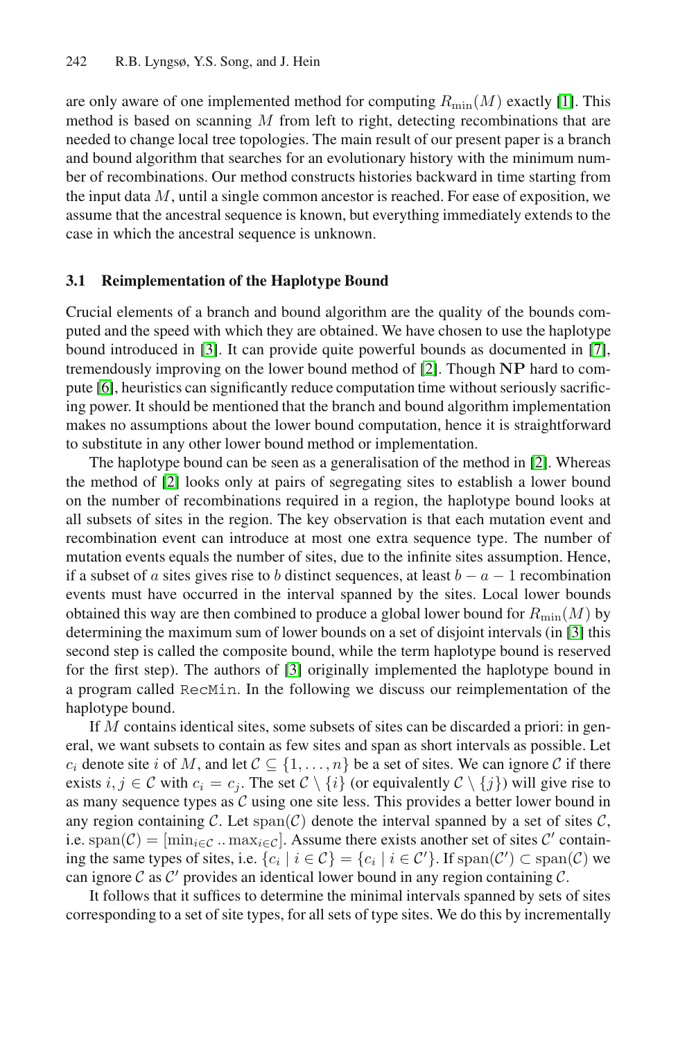are only aware of one implemented method for computing $R_{\min}(M)$ exactly [1]. This method is based on scanning $M$ from left to right, detecting recombinations that are needed to change local tree topologies. The main result of our present paper is a branch and bound algorithm that searches for an evolutionary history with the minimum number of recombinations. Our method constructs histories backward in time starting from the input data $M$, until a single common ancestor is reached. For ease of exposition, we assume that the ancestral sequence is known, but everything immediately extends to the case in which the ancestral sequence is unknown.

### 3.1 Reimplementation of the Haplotype Bound

Crucial elements of a branch and bound algorithm are the quality of the bounds computed and the speed with which they are obtained. We have chosen to use the haplotype bound introduced in [3]. It can provide quite powerful bounds as documented in [7], tremendously improving on the lower bound method of [2]. Though **NP** hard to compute [6], heuristics can significantly reduce computation time without seriously sacrificing power. It should be mentioned that the branch and bound algorithm implementation makes no assumptions about the lower bound computation, hence it is straightforward to substitute in any other lower bound method or implementation.

The haplotype bound can be seen as a generalisation of the method in [2]. Whereas the method of [2] looks only at pairs of segregating sites to establish a lower bound on the number of recombinations required in a region, the haplotype bound looks at all subsets of sites in the region. The key observation is that each mutation event and recombination event can introduce at most one extra sequence type. The number of mutation events equals the number of sites, due to the infinite sites assumption. Hence, if a subset of $a$ sites gives rise to $b$ distinct sequences, at least $b - a - 1$ recombination events must have occurred in the interval spanned by the sites. Local lower bounds obtained this way are then combined to produce a global lower bound for $R_{\min}(M)$ by determining the maximum sum of lower bounds on a set of disjoint intervals (in [3] this second step is called the composite bound, while the term haplotype bound is reserved for the first step). The authors of [3] originally implemented the haplotype bound in a program called `RecMin`. In the following we discuss our reimplementation of the haplotype bound.

If $M$ contains identical sites, some subsets of sites can be discarded a priori: in general, we want subsets to contain as few sites and span as short intervals as possible. Let $c_i$ denote site $i$ of $M$, and let $\mathcal{C} \subseteq \{1, \ldots, n\}$ be a set of sites. We can ignore $\mathcal{C}$ if there exists $i, j \in \mathcal{C}$ with $c_i = c_j$. The set $\mathcal{C} \setminus \{i\}$ (or equivalently $\mathcal{C} \setminus \{j\}$) will give rise to as many sequence types as $\mathcal{C}$ using one site less. This provides a better lower bound in any region containing $\mathcal{C}$. Let $\mathrm{span}(\mathcal{C})$ denote the interval spanned by a set of sites $\mathcal{C}$, i.e. $\mathrm{span}(\mathcal{C}) = [\min_{i \in \mathcal{C}} .. \max_{i \in \mathcal{C}}]$. Assume there exists another set of sites $\mathcal{C}'$ containing the same types of sites, i.e. $\{c_i \mid i \in \mathcal{C}\} = \{c_i \mid i \in \mathcal{C}'\}$. If $\mathrm{span}(\mathcal{C}') \subset \mathrm{span}(\mathcal{C})$ we can ignore $\mathcal{C}$ as $\mathcal{C}'$ provides an identical lower bound in any region containing $\mathcal{C}$.

It follows that it suffices to determine the minimal intervals spanned by sets of sites corresponding to a set of site types, for all sets of type sites. We do this by incrementally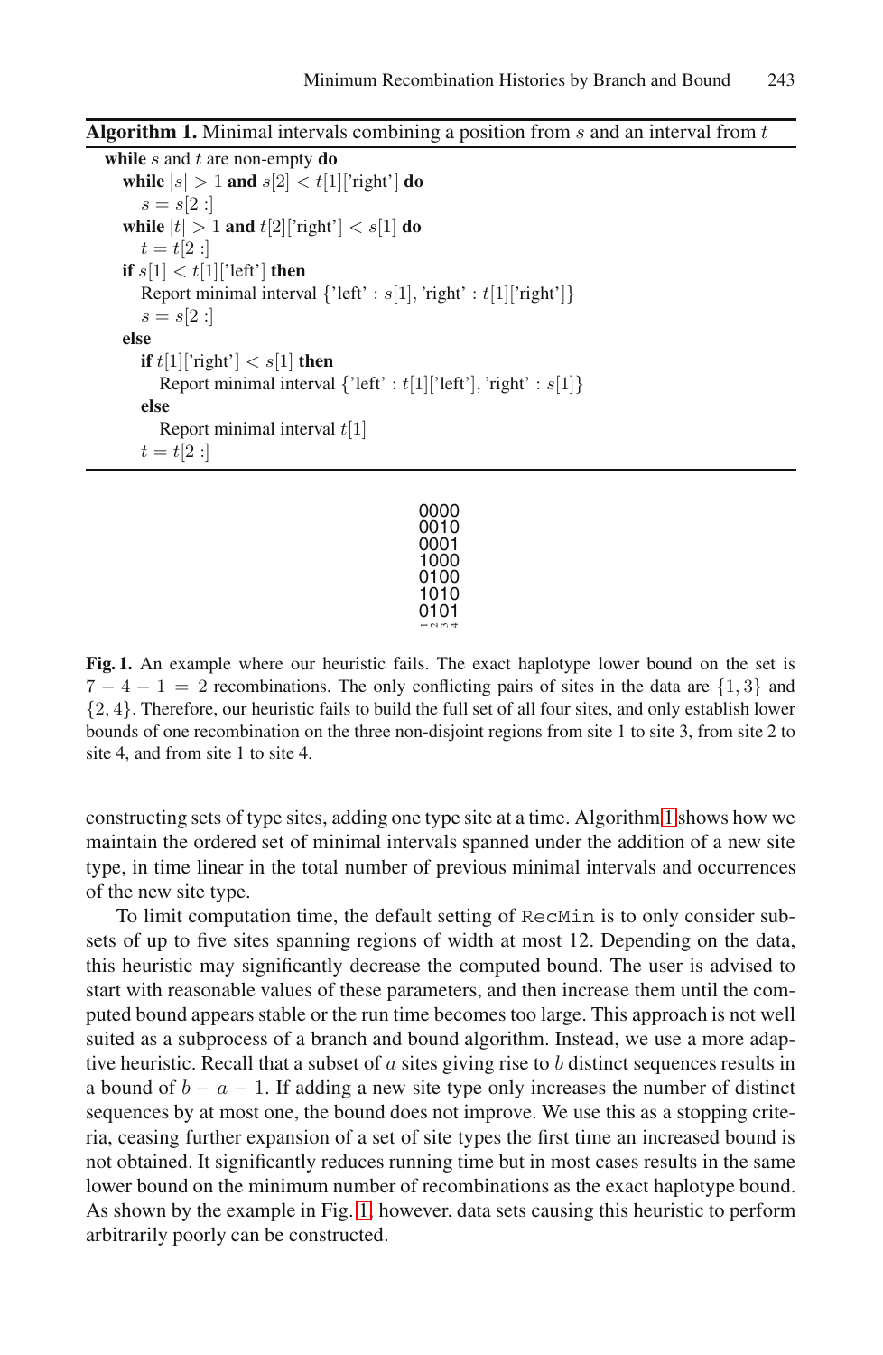**Algorithm 1.** Minimal intervals combining a position from $s$ and an interval from $t$

```
while s and t are non-empty do
    while |s| > 1 and s[2] < t[1]['right'] do
        s = s[2 :]
    while |t| > 1 and t[2]['right'] < s[1] do
        t = t[2 :]
    if s[1] < t[1]['left'] then
        Report minimal interval {'left' : s[1], 'right' : t[1]['right']}
        s = s[2 :]
    else
        if t[1]['right'] < s[1] then
            Report minimal interval {'left' : t[1]['left'], 'right' : s[1]}
        else
            Report minimal interval t[1]
        t = t[2 :]
```

```
0000
0010
0001
1000
0100
1010
0101
1234
```

**Fig. 1.** An example where our heuristic fails. The exact haplotype lower bound on the set is $7 - 4 - 1 = 2$ recombinations. The only conflicting pairs of sites in the data are $\{1, 3\}$ and $\{2, 4\}$. Therefore, our heuristic fails to build the full set of all four sites, and only establish lower bounds of one recombination on the three non-disjoint regions from site 1 to site 3, from site 2 to site 4, and from site 1 to site 4.

constructing sets of type sites, adding one type site at a time. Algorithm 1 shows how we maintain the ordered set of minimal intervals spanned under the addition of a new site type, in time linear in the total number of previous minimal intervals and occurrences of the new site type.

To limit computation time, the default setting of `RecMin` is to only consider subsets of up to five sites spanning regions of width at most 12. Depending on the data, this heuristic may significantly decrease the computed bound. The user is advised to start with reasonable values of these parameters, and then increase them until the computed bound appears stable or the run time becomes too large. This approach is not well suited as a subprocess of a branch and bound algorithm. Instead, we use a more adaptive heuristic. Recall that a subset of $a$ sites giving rise to $b$ distinct sequences results in a bound of $b - a - 1$. If adding a new site type only increases the number of distinct sequences by at most one, the bound does not improve. We use this as a stopping criteria, ceasing further expansion of a set of site types the first time an increased bound is not obtained. It significantly reduces running time but in most cases results in the same lower bound on the minimum number of recombinations as the exact haplotype bound. As shown by the example in Fig. 1, however, data sets causing this heuristic to perform arbitrarily poorly can be constructed.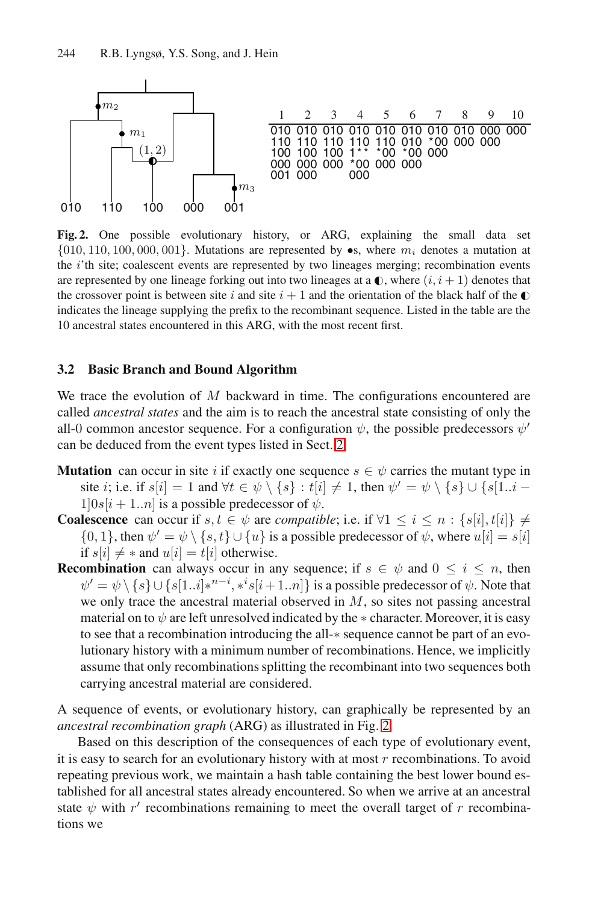| 1 | 2 | 3 | 4 | 5 | 6 | 7 | 8 | 9 | 10 |
|---|---|---|---|---|---|---|---|---|---|
| 010 | 010 | 010 | 010 | 010 | 010 | 010 | 010 | 000 | 000 |
| 110 | 110 | 110 | 110 | 110 | 010 | *00 | 000 | 000 | |
| 100 | 100 | 100 | 1** | *00 | *00 | 000 | | | |
| 000 | 000 | 000 | *00 | 000 | 000 | | | | |
| 001 | 000 | | 000 | | | | | | |

**Fig. 2.** One possible evolutionary history, or ARG, explaining the small data set $\{010, 110, 100, 000, 001\}$. Mutations are represented by •s, where $m_i$ denotes a mutation at the $i$'th site; coalescent events are represented by two lineages merging; recombination events are represented by one lineage forking out into two lineages at a ◐, where $(i, i+1)$ denotes that the crossover point is between site $i$ and site $i+1$ and the orientation of the black half of the ◐ indicates the lineage supplying the prefix to the recombinant sequence. Listed in the table are the 10 ancestral states encountered in this ARG, with the most recent first.

### 3.2 Basic Branch and Bound Algorithm

We trace the evolution of $M$ backward in time. The configurations encountered are called *ancestral states* and the aim is to reach the ancestral state consisting of only the all-0 common ancestor sequence. For a configuration $\psi$, the possible predecessors $\psi'$ can be deduced from the event types listed in Sect. 2.

**Mutation** can occur in site $i$ if exactly one sequence $s \in \psi$ carries the mutant type in site $i$; i.e. if $s[i] = 1$ and $\forall t \in \psi \setminus \{s\} : t[i] \neq 1$, then $\psi' = \psi \setminus \{s\} \cup \{s[1..i-1]0s[i+1..n]\}$ is a possible predecessor of $\psi$.

**Coalescence** can occur if $s, t \in \psi$ are *compatible*; i.e. if $\forall 1 \leq i \leq n : \{s[i], t[i]\} \neq \{0, 1\}$, then $\psi' = \psi \setminus \{s, t\} \cup \{u\}$ is a possible predecessor of $\psi$, where $u[i] = s[i]$ if $s[i] \neq *$ and $u[i] = t[i]$ otherwise.

**Recombination** can always occur in any sequence; if $s \in \psi$ and $0 \leq i \leq n$, then $\psi' = \psi \setminus \{s\} \cup \{s[1..i]*^{n-i}, *^i s[i+1..n]\}$ is a possible predecessor of $\psi$. Note that we only trace the ancestral material observed in $M$, so sites not passing ancestral material on to $\psi$ are left unresolved indicated by the $*$ character. Moreover, it is easy to see that a recombination introducing the all-$*$ sequence cannot be part of an evolutionary history with a minimum number of recombinations. Hence, we implicitly assume that only recombinations splitting the recombinant into two sequences both carrying ancestral material are considered.

A sequence of events, or evolutionary history, can graphically be represented by an *ancestral recombination graph* (ARG) as illustrated in Fig. 2.

Based on this description of the consequences of each type of evolutionary event, it is easy to search for an evolutionary history with at most $r$ recombinations. To avoid repeating previous work, we maintain a hash table containing the best lower bound established for all ancestral states already encountered. So when we arrive at an ancestral state $\psi$ with $r'$ recombinations remaining to meet the overall target of $r$ recombinations we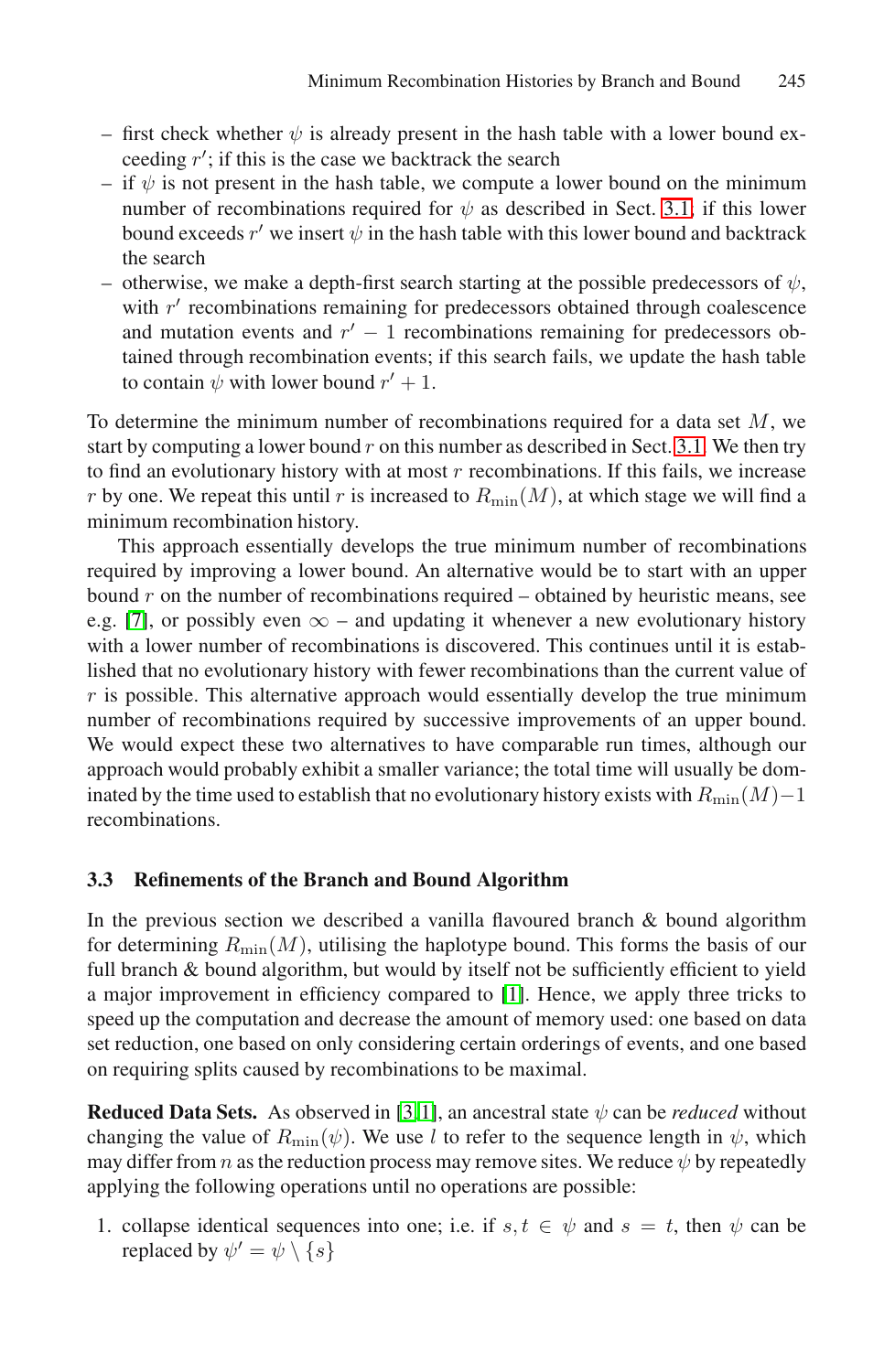– first check whether $\psi$ is already present in the hash table with a lower bound exceeding $r'$; if this is the case we backtrack the search
– if $\psi$ is not present in the hash table, we compute a lower bound on the minimum number of recombinations required for $\psi$ as described in Sect. 3.1; if this lower bound exceeds $r'$ we insert $\psi$ in the hash table with this lower bound and backtrack the search
– otherwise, we make a depth-first search starting at the possible predecessors of $\psi$, with $r'$ recombinations remaining for predecessors obtained through coalescence and mutation events and $r' - 1$ recombinations remaining for predecessors obtained through recombination events; if this search fails, we update the hash table to contain $\psi$ with lower bound $r' + 1$.

To determine the minimum number of recombinations required for a data set $M$, we start by computing a lower bound $r$ on this number as described in Sect. 3.1. We then try to find an evolutionary history with at most $r$ recombinations. If this fails, we increase $r$ by one. We repeat this until $r$ is increased to $R_{\min}(M)$, at which stage we will find a minimum recombination history.

This approach essentially develops the true minimum number of recombinations required by improving a lower bound. An alternative would be to start with an upper bound $r$ on the number of recombinations required – obtained by heuristic means, see e.g. [7], or possibly even $\infty$ – and updating it whenever a new evolutionary history with a lower number of recombinations is discovered. This continues until it is established that no evolutionary history with fewer recombinations than the current value of $r$ is possible. This alternative approach would essentially develop the true minimum number of recombinations required by successive improvements of an upper bound. We would expect these two alternatives to have comparable run times, although our approach would probably exhibit a smaller variance; the total time will usually be dominated by the time used to establish that no evolutionary history exists with $R_{\min}(M)-1$ recombinations.

### 3.3 Refinements of the Branch and Bound Algorithm

In the previous section we described a vanilla flavoured branch & bound algorithm for determining $R_{\min}(M)$, utilising the haplotype bound. This forms the basis of our full branch & bound algorithm, but would by itself not be sufficiently efficient to yield a major improvement in efficiency compared to [1]. Hence, we apply three tricks to speed up the computation and decrease the amount of memory used: one based on data set reduction, one based on only considering certain orderings of events, and one based on requiring splits caused by recombinations to be maximal.

**Reduced Data Sets.** As observed in [3,1], an ancestral state $\psi$ can be *reduced* without changing the value of $R_{\min}(\psi)$. We use $l$ to refer to the sequence length in $\psi$, which may differ from $n$ as the reduction process may remove sites. We reduce $\psi$ by repeatedly applying the following operations until no operations are possible:

1. collapse identical sequences into one; i.e. if $s, t \in \psi$ and $s = t$, then $\psi$ can be replaced by $\psi' = \psi \setminus \{s\}$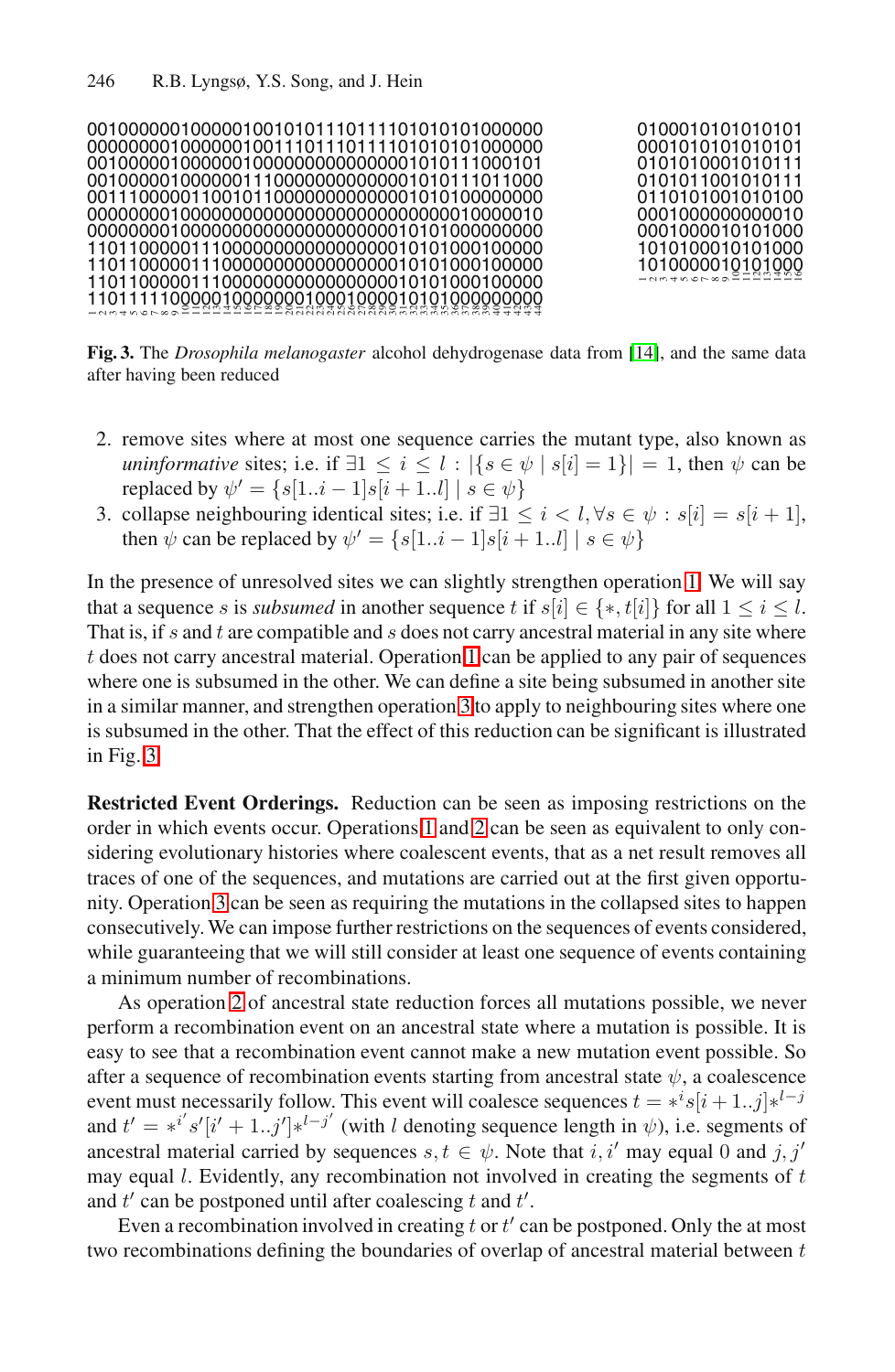```
00100000010000010010101110111101010101000000
00000000100000010011101110111101010101000000
00100000100000100000000000000000101011100010​1
00100000010000001110000000000000101011101100​0
00111000001100101100000000000000101010000000​0
00000000100000000000000000000000000000100000​10
00000000100000000000000000000000101010000000​00
11011000001110000000000000000000101010001000​00
11011000001110000000000000000000101010001000​00
11011000001110000000000000000000101010001000​00
11011111000001000000010001000010101000000000
```

```
0100010101010101
0001010101010101
0101010001010111
0101011001010111
0110101001010100
0001000000000010
0001000010101000
1010100010101000
1010000010101000
```

**Fig. 3.** The *Drosophila melanogaster* alcohol dehydrogenase data from [14], and the same data after having been reduced

2. remove sites where at most one sequence carries the mutant type, also known as *uninformative* sites; i.e. if $\exists 1 \leq i \leq l : |\{s \in \psi \mid s[i] = 1\}| = 1$, then $\psi$ can be replaced by $\psi' = \{s[1..i-1]s[i+1..l] \mid s \in \psi\}$
3. collapse neighbouring identical sites; i.e. if $\exists 1 \leq i < l, \forall s \in \psi : s[i] = s[i+1]$, then $\psi$ can be replaced by $\psi' = \{s[1..i-1]s[i+1..l] \mid s \in \psi\}$

In the presence of unresolved sites we can slightly strengthen operation 1. We will say that a sequence $s$ is *subsumed* in another sequence $t$ if $s[i] \in \{*, t[i]\}$ for all $1 \leq i \leq l$. That is, if $s$ and $t$ are compatible and $s$ does not carry ancestral material in any site where $t$ does not carry ancestral material. Operation 1 can be applied to any pair of sequences where one is subsumed in the other. We can define a site being subsumed in another site in a similar manner, and strengthen operation 3 to apply to neighbouring sites where one is subsumed in the other. That the effect of this reduction can be significant is illustrated in Fig. 3.

**Restricted Event Orderings.** Reduction can be seen as imposing restrictions on the order in which events occur. Operations 1 and 2 can be seen as equivalent to only considering evolutionary histories where coalescent events, that as a net result removes all traces of one of the sequences, and mutations are carried out at the first given opportunity. Operation 3 can be seen as requiring the mutations in the collapsed sites to happen consecutively. We can impose further restrictions on the sequences of events considered, while guaranteeing that we will still consider at least one sequence of events containing a minimum number of recombinations.

As operation 2 of ancestral state reduction forces all mutations possible, we never perform a recombination event on an ancestral state where a mutation is possible. It is easy to see that a recombination event cannot make a new mutation event possible. So after a sequence of recombination events starting from ancestral state $\psi$, a coalescence event must necessarily follow. This event will coalesce sequences $t = *^i s[i+1..j] *^{l-j}$ and $t' = *^{i'} s'[i'+1..j'] *^{l-j'}$ (with $l$ denoting sequence length in $\psi$), i.e. segments of ancestral material carried by sequences $s, t \in \psi$. Note that $i, i'$ may equal 0 and $j, j'$ may equal $l$. Evidently, any recombination not involved in creating the segments of $t$ and $t'$ can be postponed until after coalescing $t$ and $t'$.

Even a recombination involved in creating $t$ or $t'$ can be postponed. Only the at most two recombinations defining the boundaries of overlap of ancestral material between $t$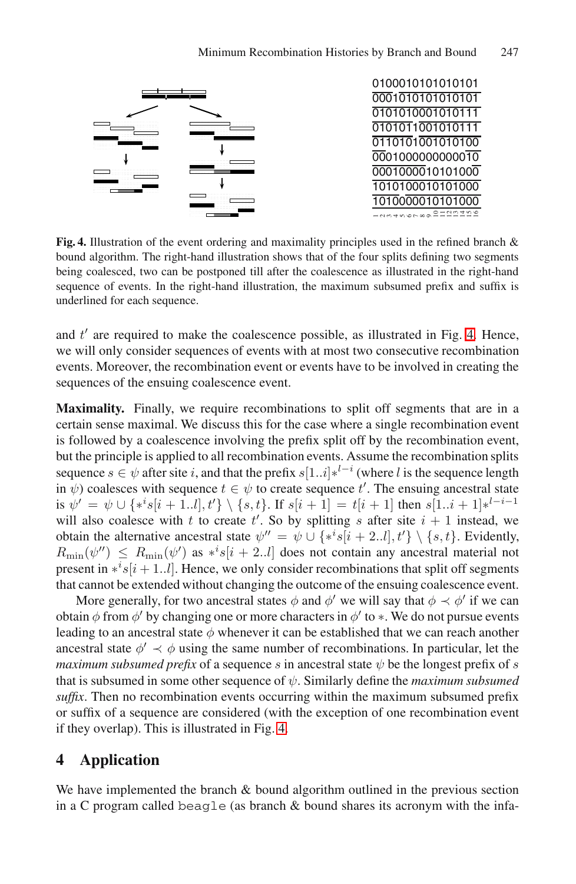**Fig. 4.** Illustration of the event ordering and maximality principles used in the refined branch & bound algorithm. The right-hand illustration shows that of the four splits defining two segments being coalesced, two can be postponed till after the coalescence as illustrated in the right-hand sequence of events. In the right-hand illustration, the maximum subsumed prefix and suffix is underlined for each sequence.

and $t'$ are required to make the coalescence possible, as illustrated in Fig. 4. Hence, we will only consider sequences of events with at most two consecutive recombination events. Moreover, the recombination event or events have to be involved in creating the sequences of the ensuing coalescence event.

**Maximality.** Finally, we require recombinations to split off segments that are in a certain sense maximal. We discuss this for the case where a single recombination event is followed by a coalescence involving the prefix split off by the recombination event, but the principle is applied to all recombination events. Assume the recombination splits sequence $s \in \psi$ after site $i$, and that the prefix $s[1..i]*^{l-i}$ (where $l$ is the sequence length in $\psi$) coalesces with sequence $t \in \psi$ to create sequence $t'$. The ensuing ancestral state is $\psi' = \psi \cup \{*^i s[i+1..l], t'\} \setminus \{s, t\}$. If $s[i+1] = t[i+1]$ then $s[1..i+1]*^{l-i-1}$ will also coalesce with $t$ to create $t'$. So by splitting $s$ after site $i+1$ instead, we obtain the alternative ancestral state $\psi'' = \psi \cup \{*^i s[i+2..l], t'\} \setminus \{s, t\}$. Evidently, $R_{\min}(\psi'') \leq R_{\min}(\psi')$ as $*^i s[i+2..l]$ does not contain any ancestral material not present in $*^i s[i+1..l]$. Hence, we only consider recombinations that split off segments that cannot be extended without changing the outcome of the ensuing coalescence event.

More generally, for two ancestral states $\phi$ and $\phi'$ we will say that $\phi \prec \phi'$ if we can obtain $\phi$ from $\phi'$ by changing one or more characters in $\phi'$ to $*$. We do not pursue events leading to an ancestral state $\phi$ whenever it can be established that we can reach another ancestral state $\phi' \prec \phi$ using the same number of recombinations. In particular, let the *maximum subsumed prefix* of a sequence $s$ in ancestral state $\psi$ be the longest prefix of $s$ that is subsumed in some other sequence of $\psi$. Similarly define the *maximum subsumed suffix*. Then no recombination events occurring within the maximum subsumed prefix or suffix of a sequence are considered (with the exception of one recombination event if they overlap). This is illustrated in Fig. 4.

## 4 Application

We have implemented the branch & bound algorithm outlined in the previous section in a C program called `beagle` (as branch & bound shares its acronym with the infa-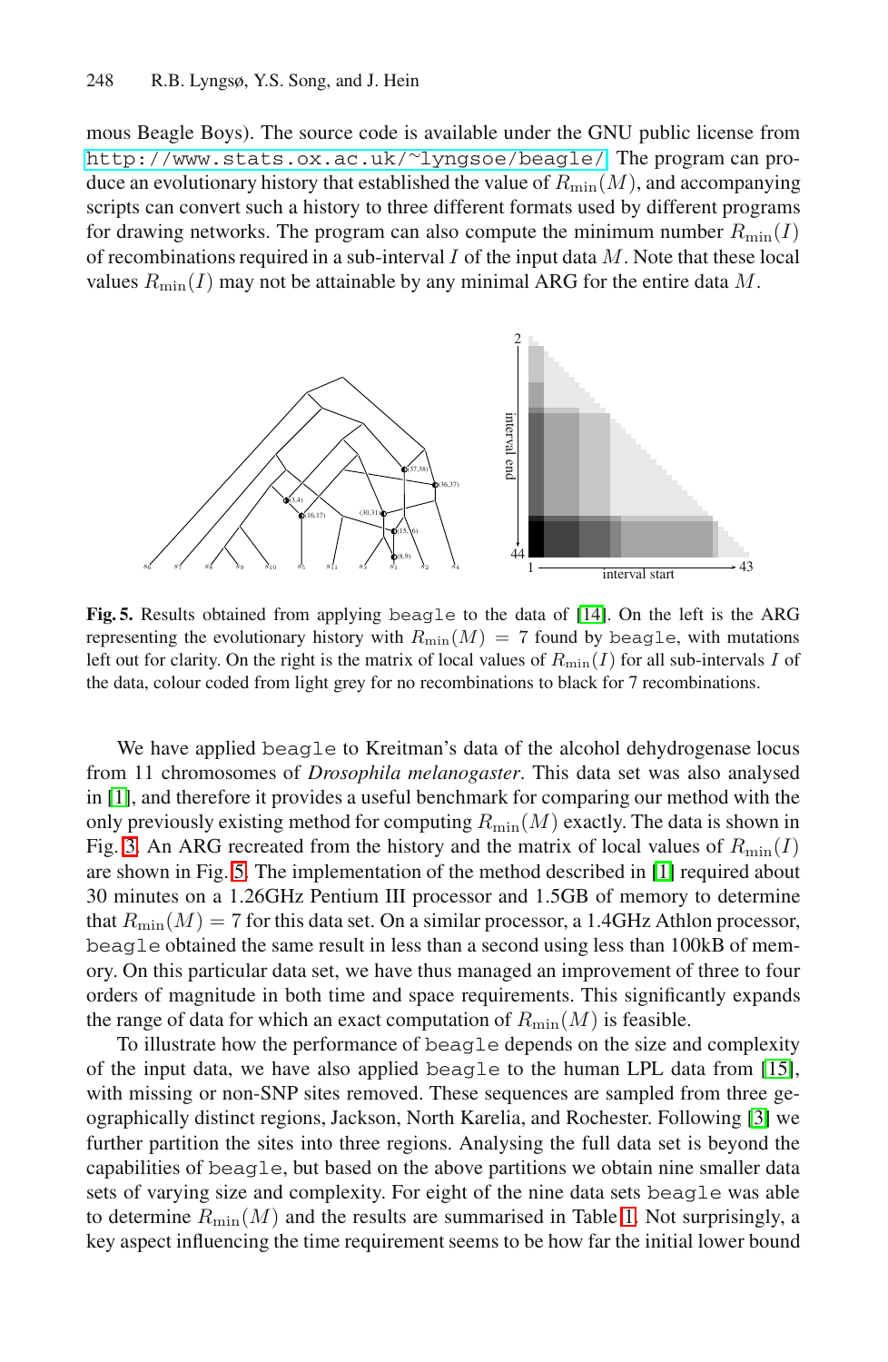mous Beagle Boys). The source code is available under the GNU public license from http://www.stats.ox.ac.uk/~lyngsoe/beagle/. The program can produce an evolutionary history that established the value of $R_{\min}(M)$, and accompanying scripts can convert such a history to three different formats used by different programs for drawing networks. The program can also compute the minimum number $R_{\min}(I)$ of recombinations required in a sub-interval $I$ of the input data $M$. Note that these local values $R_{\min}(I)$ may not be attainable by any minimal ARG for the entire data $M$.

**Fig. 5.** Results obtained from applying `beagle` to the data of [14]. On the left is the ARG representing the evolutionary history with $R_{\min}(M) = 7$ found by `beagle`, with mutations left out for clarity. On the right is the matrix of local values of $R_{\min}(I)$ for all sub-intervals $I$ of the data, colour coded from light grey for no recombinations to black for 7 recombinations.

We have applied `beagle` to Kreitman's data of the alcohol dehydrogenase locus from 11 chromosomes of *Drosophila melanogaster*. This data set was also analysed in [1], and therefore it provides a useful benchmark for comparing our method with the only previously existing method for computing $R_{\min}(M)$ exactly. The data is shown in Fig. 3. An ARG recreated from the history and the matrix of local values of $R_{\min}(I)$ are shown in Fig. 5. The implementation of the method described in [1] required about 30 minutes on a 1.26GHz Pentium III processor and 1.5GB of memory to determine that $R_{\min}(M) = 7$ for this data set. On a similar processor, a 1.4GHz Athlon processor, `beagle` obtained the same result in less than a second using less than 100kB of memory. On this particular data set, we have thus managed an improvement of three to four orders of magnitude in both time and space requirements. This significantly expands the range of data for which an exact computation of $R_{\min}(M)$ is feasible.

To illustrate how the performance of `beagle` depends on the size and complexity of the input data, we have also applied `beagle` to the human LPL data from [15], with missing or non-SNP sites removed. These sequences are sampled from three geographically distinct regions, Jackson, North Karelia, and Rochester. Following [3] we further partition the sites into three regions. Analysing the full data set is beyond the capabilities of `beagle`, but based on the above partitions we obtain nine smaller data sets of varying size and complexity. For eight of the nine data sets `beagle` was able to determine $R_{\min}(M)$ and the results are summarised in Table 1. Not surprisingly, a key aspect influencing the time requirement seems to be how far the initial lower bound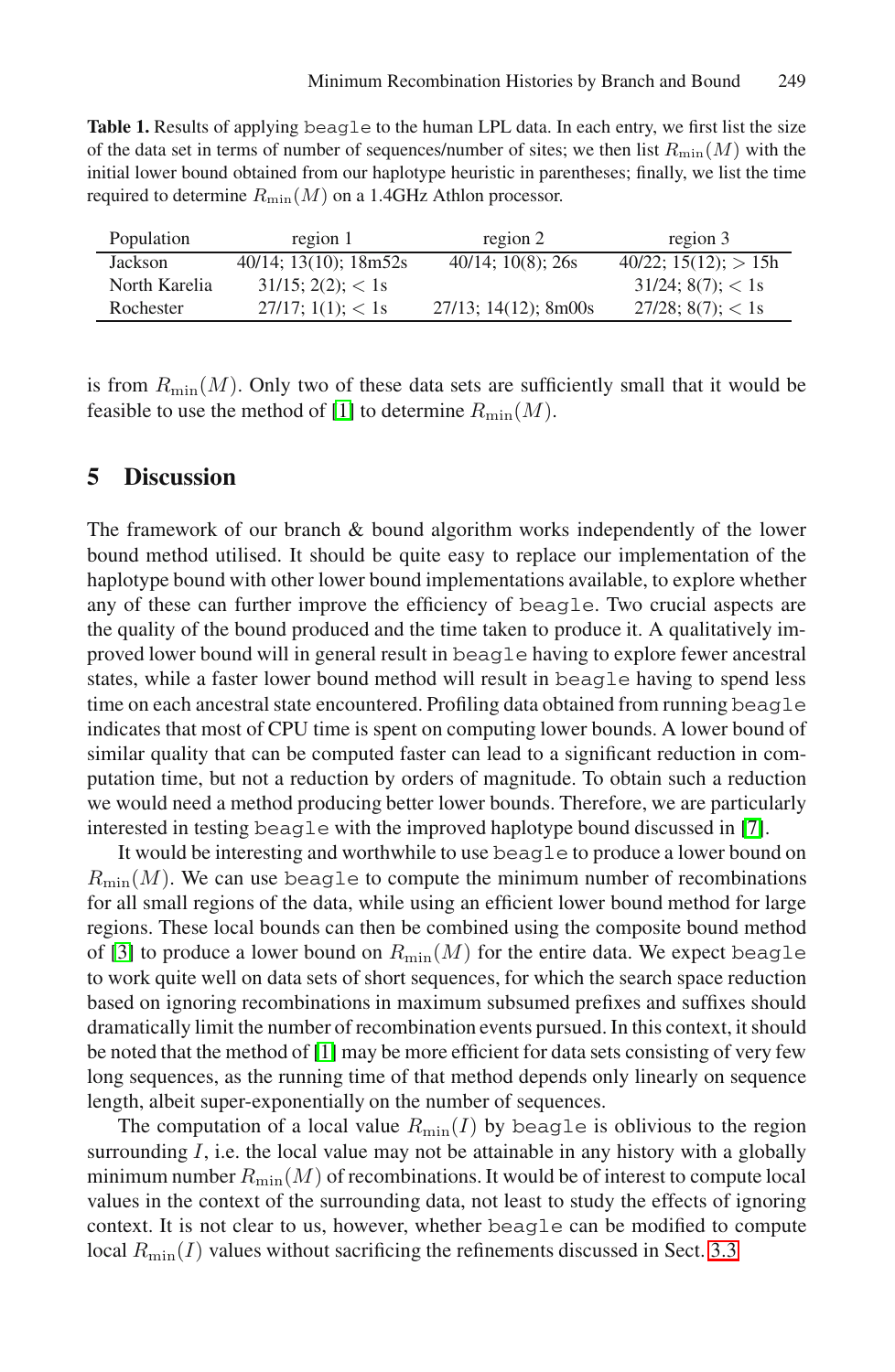**Table 1.** Results of applying `beagle` to the human LPL data. In each entry, we first list the size of the data set in terms of number of sequences/number of sites; we then list $R_{\min}(M)$ with the initial lower bound obtained from our haplotype heuristic in parentheses; finally, we list the time required to determine $R_{\min}(M)$ on a 1.4GHz Athlon processor.

| Population | region 1 | region 2 | region 3 |
|---|---|---|---|
| Jackson | 40/14; 13(10); 18m52s | 40/14; 10(8); 26s | 40/22; 15(12); > 15h |
| North Karelia | 31/15; 2(2); < 1s | | 31/24; 8(7); < 1s |
| Rochester | 27/17; 1(1); < 1s | 27/13; 14(12); 8m00s | 27/28; 8(7); < 1s |

is from $R_{\min}(M)$. Only two of these data sets are sufficiently small that it would be feasible to use the method of [1] to determine $R_{\min}(M)$.

## 5 Discussion

The framework of our branch & bound algorithm works independently of the lower bound method utilised. It should be quite easy to replace our implementation of the haplotype bound with other lower bound implementations available, to explore whether any of these can further improve the efficiency of `beagle`. Two crucial aspects are the quality of the bound produced and the time taken to produce it. A qualitatively improved lower bound will in general result in `beagle` having to explore fewer ancestral states, while a faster lower bound method will result in `beagle` having to spend less time on each ancestral state encountered. Profiling data obtained from running `beagle` indicates that most of CPU time is spent on computing lower bounds. A lower bound of similar quality that can be computed faster can lead to a significant reduction in computation time, but not a reduction by orders of magnitude. To obtain such a reduction we would need a method producing better lower bounds. Therefore, we are particularly interested in testing `beagle` with the improved haplotype bound discussed in [7].

It would be interesting and worthwhile to use `beagle` to produce a lower bound on $R_{\min}(M)$. We can use `beagle` to compute the minimum number of recombinations for all small regions of the data, while using an efficient lower bound method for large regions. These local bounds can then be combined using the composite bound method of [3] to produce a lower bound on $R_{\min}(M)$ for the entire data. We expect `beagle` to work quite well on data sets of short sequences, for which the search space reduction based on ignoring recombinations in maximum subsumed prefixes and suffixes should dramatically limit the number of recombination events pursued. In this context, it should be noted that the method of [1] may be more efficient for data sets consisting of very few long sequences, as the running time of that method depends only linearly on sequence length, albeit super-exponentially on the number of sequences.

The computation of a local value $R_{\min}(I)$ by `beagle` is oblivious to the region surrounding $I$, i.e. the local value may not be attainable in any history with a globally minimum number $R_{\min}(M)$ of recombinations. It would be of interest to compute local values in the context of the surrounding data, not least to study the effects of ignoring context. It is not clear to us, however, whether `beagle` can be modified to compute local $R_{\min}(I)$ values without sacrificing the refinements discussed in Sect. 3.3.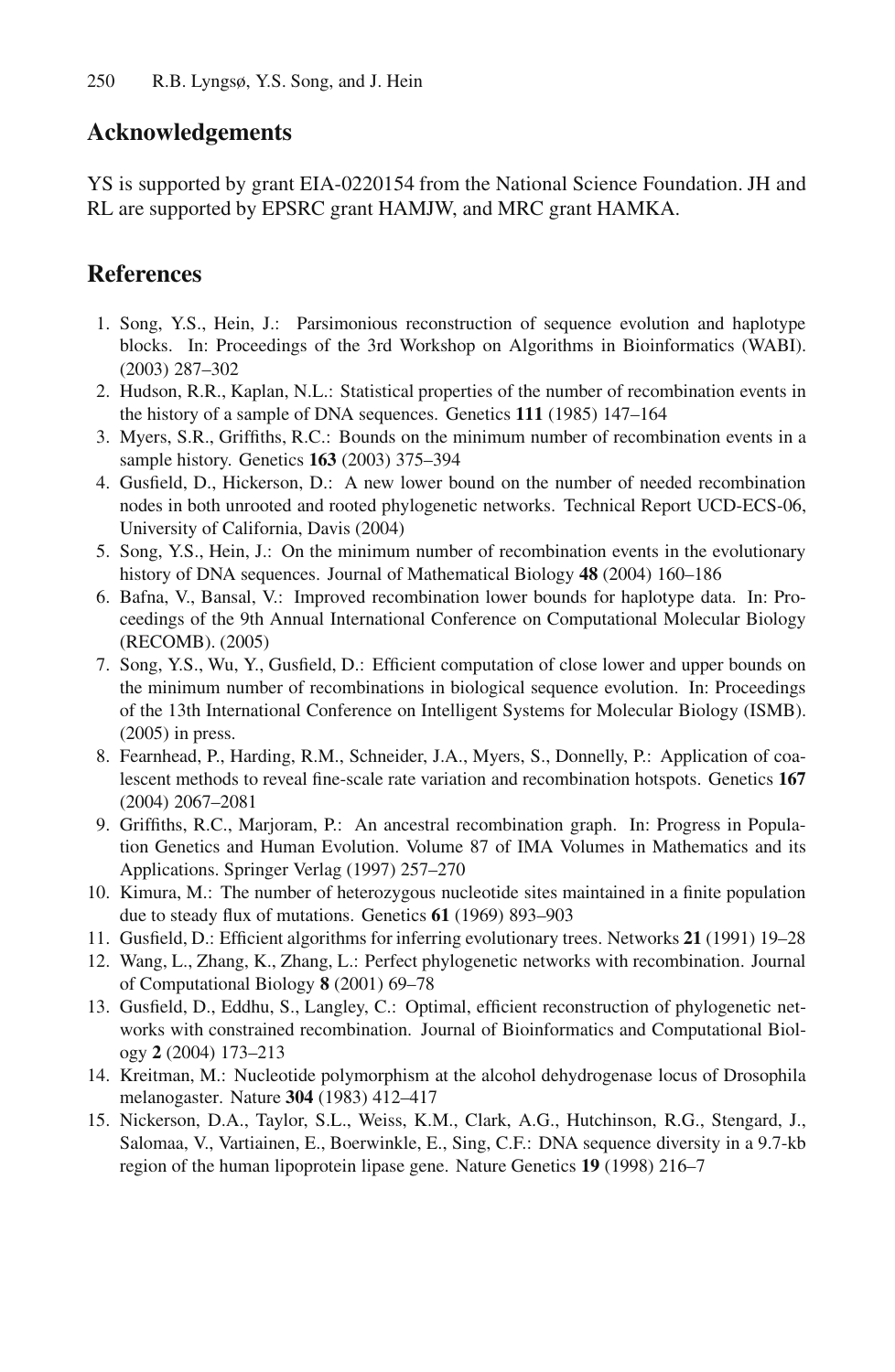## Acknowledgements

YS is supported by grant EIA-0220154 from the National Science Foundation. JH and RL are supported by EPSRC grant HAMJW, and MRC grant HAMKA.

## References

1. Song, Y.S., Hein, J.: Parsimonious reconstruction of sequence evolution and haplotype blocks. In: Proceedings of the 3rd Workshop on Algorithms in Bioinformatics (WABI). (2003) 287–302
2. Hudson, R.R., Kaplan, N.L.: Statistical properties of the number of recombination events in the history of a sample of DNA sequences. Genetics **111** (1985) 147–164
3. Myers, S.R., Griffiths, R.C.: Bounds on the minimum number of recombination events in a sample history. Genetics **163** (2003) 375–394
4. Gusfield, D., Hickerson, D.: A new lower bound on the number of needed recombination nodes in both unrooted and rooted phylogenetic networks. Technical Report UCD-ECS-06, University of California, Davis (2004)
5. Song, Y.S., Hein, J.: On the minimum number of recombination events in the evolutionary history of DNA sequences. Journal of Mathematical Biology **48** (2004) 160–186
6. Bafna, V., Bansal, V.: Improved recombination lower bounds for haplotype data. In: Proceedings of the 9th Annual International Conference on Computational Molecular Biology (RECOMB). (2005)
7. Song, Y.S., Wu, Y., Gusfield, D.: Efficient computation of close lower and upper bounds on the minimum number of recombinations in biological sequence evolution. In: Proceedings of the 13th International Conference on Intelligent Systems for Molecular Biology (ISMB). (2005) in press.
8. Fearnhead, P., Harding, R.M., Schneider, J.A., Myers, S., Donnelly, P.: Application of coalescent methods to reveal fine-scale rate variation and recombination hotspots. Genetics **167** (2004) 2067–2081
9. Griffiths, R.C., Marjoram, P.: An ancestral recombination graph. In: Progress in Population Genetics and Human Evolution. Volume 87 of IMA Volumes in Mathematics and its Applications. Springer Verlag (1997) 257–270
10. Kimura, M.: The number of heterozygous nucleotide sites maintained in a finite population due to steady flux of mutations. Genetics **61** (1969) 893–903
11. Gusfield, D.: Efficient algorithms for inferring evolutionary trees. Networks **21** (1991) 19–28
12. Wang, L., Zhang, K., Zhang, L.: Perfect phylogenetic networks with recombination. Journal of Computational Biology **8** (2001) 69–78
13. Gusfield, D., Eddhu, S., Langley, C.: Optimal, efficient reconstruction of phylogenetic networks with constrained recombination. Journal of Bioinformatics and Computational Biology **2** (2004) 173–213
14. Kreitman, M.: Nucleotide polymorphism at the alcohol dehydrogenase locus of Drosophila melanogaster. Nature **304** (1983) 412–417
15. Nickerson, D.A., Taylor, S.L., Weiss, K.M., Clark, A.G., Hutchinson, R.G., Stengard, J., Salomaa, V., Vartiainen, E., Boerwinkle, E., Sing, C.F.: DNA sequence diversity in a 9.7-kb region of the human lipoprotein lipase gene. Nature Genetics **19** (1998) 216–7